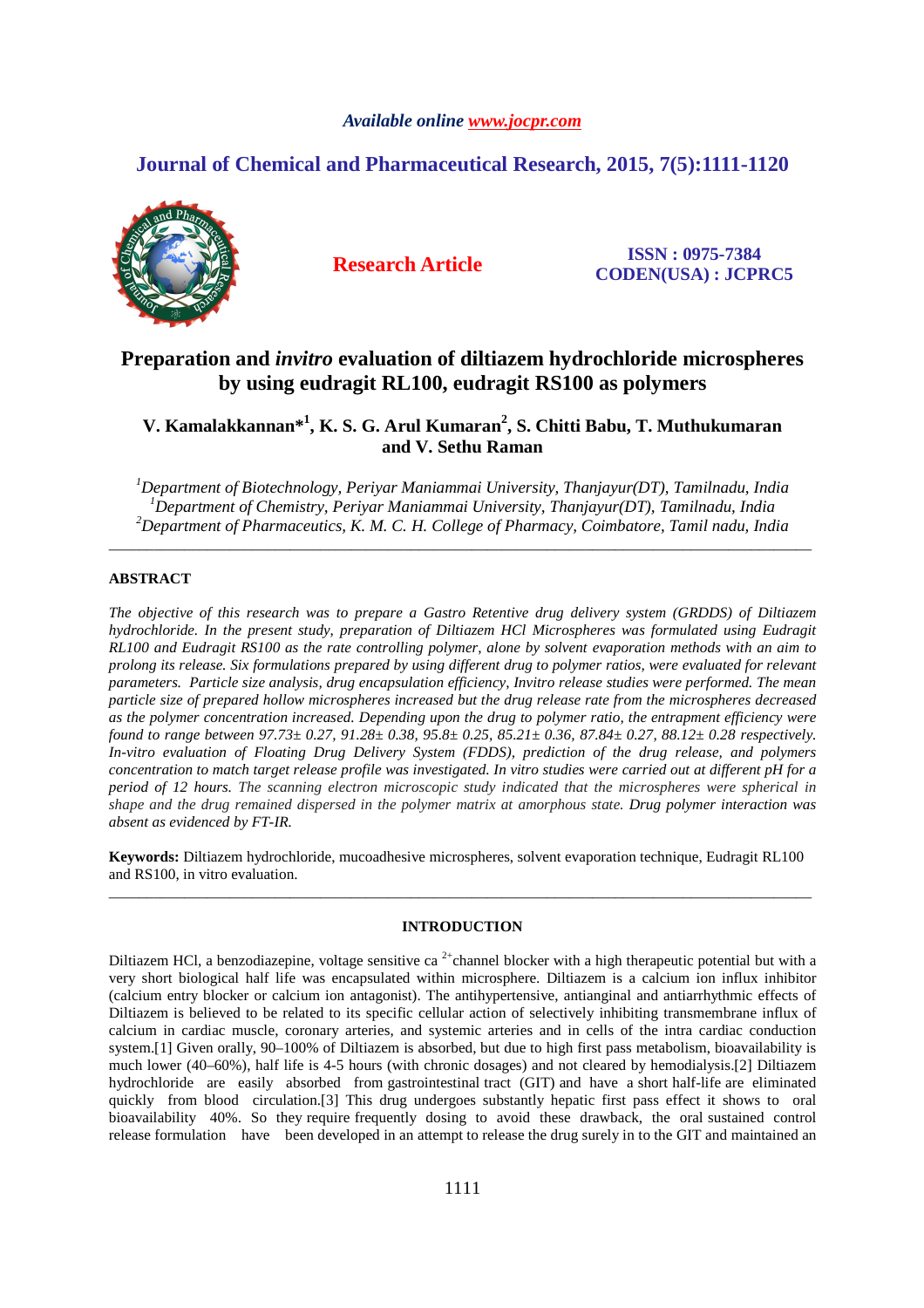*Available online www.jocpr.com*

## Journal of Chemical and Pharmaceutical Research, 2015, 7(5):1111-1120

**Research Article**

**ISSN : 0975-7384**
**CODEN(USA) : JCPRC5**

# Preparation and *invitro* evaluation of diltiazem hydrochloride microspheres by using eudragit RL100, eudragit RS100 as polymers

**V. Kamalakkannan*[1], K. S. G. Arul Kumaran[2], S. Chitti Babu, T. Muthukumaran and V. Sethu Raman**

*[1]Department of Biotechnology, Periyar Maniammai University, Thanjayur(DT), Tamilnadu, India*
*[1]Department of Chemistry, Periyar Maniammai University, Thanjayur(DT), Tamilnadu, India*
*[2]Department of Pharmaceutics, K. M. C. H. College of Pharmacy, Coimbatore, Tamil nadu, India*

---

## ABSTRACT

*The objective of this research was to prepare a Gastro Retentive drug delivery system (GRDDS) of Diltiazem hydrochloride. In the present study, preparation of Diltiazem HCl Microspheres was formulated using Eudragit RL100 and Eudragit RS100 as the rate controlling polymer, alone by solvent evaporation methods with an aim to prolong its release. Six formulations prepared by using different drug to polymer ratios, were evaluated for relevant parameters. Particle size analysis, drug encapsulation efficiency, Invitro release studies were performed. The mean particle size of prepared hollow microspheres increased but the drug release rate from the microspheres decreased as the polymer concentration increased. Depending upon the drug to polymer ratio, the entrapment efficiency were found to range between 97.73± 0.27, 91.28± 0.38, 95.8± 0.25, 85.21± 0.36, 87.84± 0.27, 88.12± 0.28 respectively. In-vitro evaluation of Floating Drug Delivery System (FDDS), prediction of the drug release, and polymers concentration to match target release profile was investigated. In vitro studies were carried out at different pH for a period of 12 hours. The scanning electron microscopic study indicated that the microspheres were spherical in shape and the drug remained dispersed in the polymer matrix at amorphous state. Drug polymer interaction was absent as evidenced by FT-IR.*

**Keywords:** Diltiazem hydrochloride, mucoadhesive microspheres, solvent evaporation technique, Eudragit RL100 and RS100, in vitro evaluation.

---

## INTRODUCTION

Diltiazem HCl, a benzodiazepine, voltage sensitive ca $^{2+}$channel blocker with a high therapeutic potential but with a very short biological half life was encapsulated within microsphere. Diltiazem is a calcium ion influx inhibitor (calcium entry blocker or calcium ion antagonist). The antihypertensive, antianginal and antiarrhythmic effects of Diltiazem is believed to be related to its specific cellular action of selectively inhibiting transmembrane influx of calcium in cardiac muscle, coronary arteries, and systemic arteries and in cells of the intra cardiac conduction system.[1] Given orally, 90–100% of Diltiazem is absorbed, but due to high first pass metabolism, bioavailability is much lower (40–60%), half life is 4-5 hours (with chronic dosages) and not cleared by hemodialysis.[2] Diltiazem hydrochloride are easily absorbed from gastrointestinal tract (GIT) and have a short half-life are eliminated quickly from blood circulation.[3] This drug undergoes substantly hepatic first pass effect it shows to oral bioavailability 40%. So they require frequently dosing to avoid these drawback, the oral sustained control release formulation have been developed in an attempt to release the drug surely in to the GIT and maintained an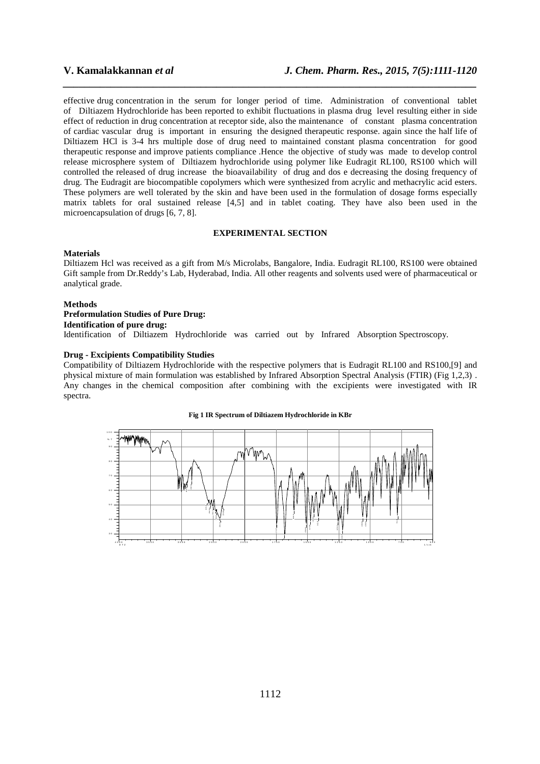effective drug concentration in the serum for longer period of time. Administration of conventional tablet of Diltiazem Hydrochloride has been reported to exhibit fluctuations in plasma drug level resulting either in side effect of reduction in drug concentration at receptor side, also the maintenance of constant plasma concentration of cardiac vascular drug is important in ensuring the designed therapeutic response. again since the half life of Diltiazem HCl is 3-4 hrs multiple dose of drug need to maintained constant plasma concentration for good therapeutic response and improve patients compliance .Hence the objective of study was made to develop control release microsphere system of Diltiazem hydrochloride using polymer like Eudragit RL100, RS100 which will controlled the released of drug increase the bioavailability of drug and dos e decreasing the dosing frequency of drug. The Eudragit are biocompatible copolymers which were synthesized from acrylic and methacrylic acid esters. These polymers are well tolerated by the skin and have been used in the formulation of dosage forms especially matrix tablets for oral sustained release [4,5] and in tablet coating. They have also been used in the microencapsulation of drugs [6, 7, 8].

## EXPERIMENTAL SECTION

**Materials**

Diltiazem Hcl was received as a gift from M/s Microlabs, Bangalore, India. Eudragit RL100, RS100 were obtained Gift sample from Dr.Reddy's Lab, Hyderabad, India. All other reagents and solvents used were of pharmaceutical or analytical grade.

**Methods**

**Preformulation Studies of Pure Drug:**

**Identification of pure drug:**

Identification of Diltiazem Hydrochloride was carried out by Infrared Absorption Spectroscopy.

**Drug - Excipients Compatibility Studies**

Compatibility of Diltiazem Hydrochloride with the respective polymers that is Eudragit RL100 and RS100,[9] and physical mixture of main formulation was established by Infrared Absorption Spectral Analysis (FTIR) (Fig 1,2,3) . Any changes in the chemical composition after combining with the excipients were investigated with IR spectra.

**Fig 1 IR Spectrum of Diltiazem Hydrochloride in KBr**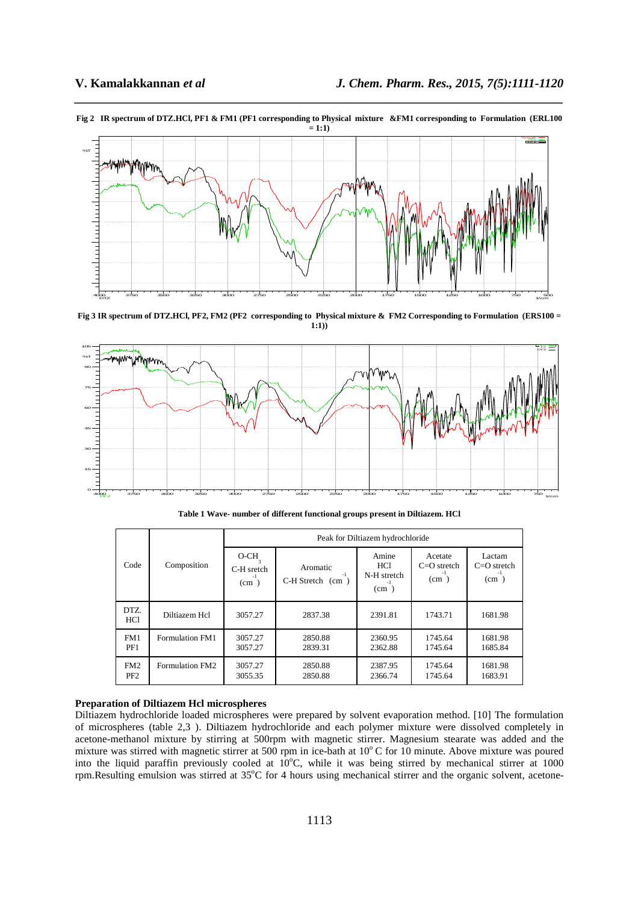**Fig 2 IR spectrum of DTZ.HCl, PF1 & FM1 (PF1 corresponding to Physical mixture &FM1 corresponding to Formulation (ERL100 = 1:1)**

**Fig 3 IR spectrum of DTZ.HCl, PF2, FM2 (PF2 corresponding to Physical mixture & FM2 Corresponding to Formulation (ERS100 = 1:1))**

**Table 1 Wave- number of different functional groups present in Diltiazem. HCl**

| Code | Composition | Peak for Diltiazem hydrochloride | | | | |
|---|---|---|---|---|---|---|
| | | O-$CH_3$ C-H sretch ($cm^{-1}$) | Aromatic C-H Stretch ($cm^{-1}$) | Amine HCl N-H stretch ($cm^{-1}$) | Acetate C=O stretch ($cm^{-1}$) | Lactam C=O stretch ($cm^{-1}$) |
| DTZ. HCl | Diltiazem Hcl | 3057.27 | 2837.38 | 2391.81 | 1743.71 | 1681.98 |
| FM1<br>PF1 | Formulation FM1 | 3057.27<br>3057.27 | 2850.88<br>2839.31 | 2360.95<br>2362.88 | 1745.64<br>1745.64 | 1681.98<br>1685.84 |
| FM2<br>PF2 | Formulation FM2 | 3057.27<br>3055.35 | 2850.88<br>2850.88 | 2387.95<br>2366.74 | 1745.64<br>1745.64 | 1681.98<br>1683.91 |

### Preparation of Diltiazem Hcl microspheres

Diltiazem hydrochloride loaded microspheres were prepared by solvent evaporation method. [10] The formulation of microspheres (table 2,3 ). Diltiazem hydrochloride and each polymer mixture were dissolved completely in acetone-methanol mixture by stirring at 500rpm with magnetic stirrer. Magnesium stearate was added and the mixture was stirred with magnetic stirrer at 500 rpm in ice-bath at 10$^{o}$ C for 10 minute. Above mixture was poured into the liquid paraffin previously cooled at 10$^{o}$C, while it was being stirred by mechanical stirrer at 1000 rpm.Resulting emulsion was stirred at 35$^{o}$C for 4 hours using mechanical stirrer and the organic solvent, acetone-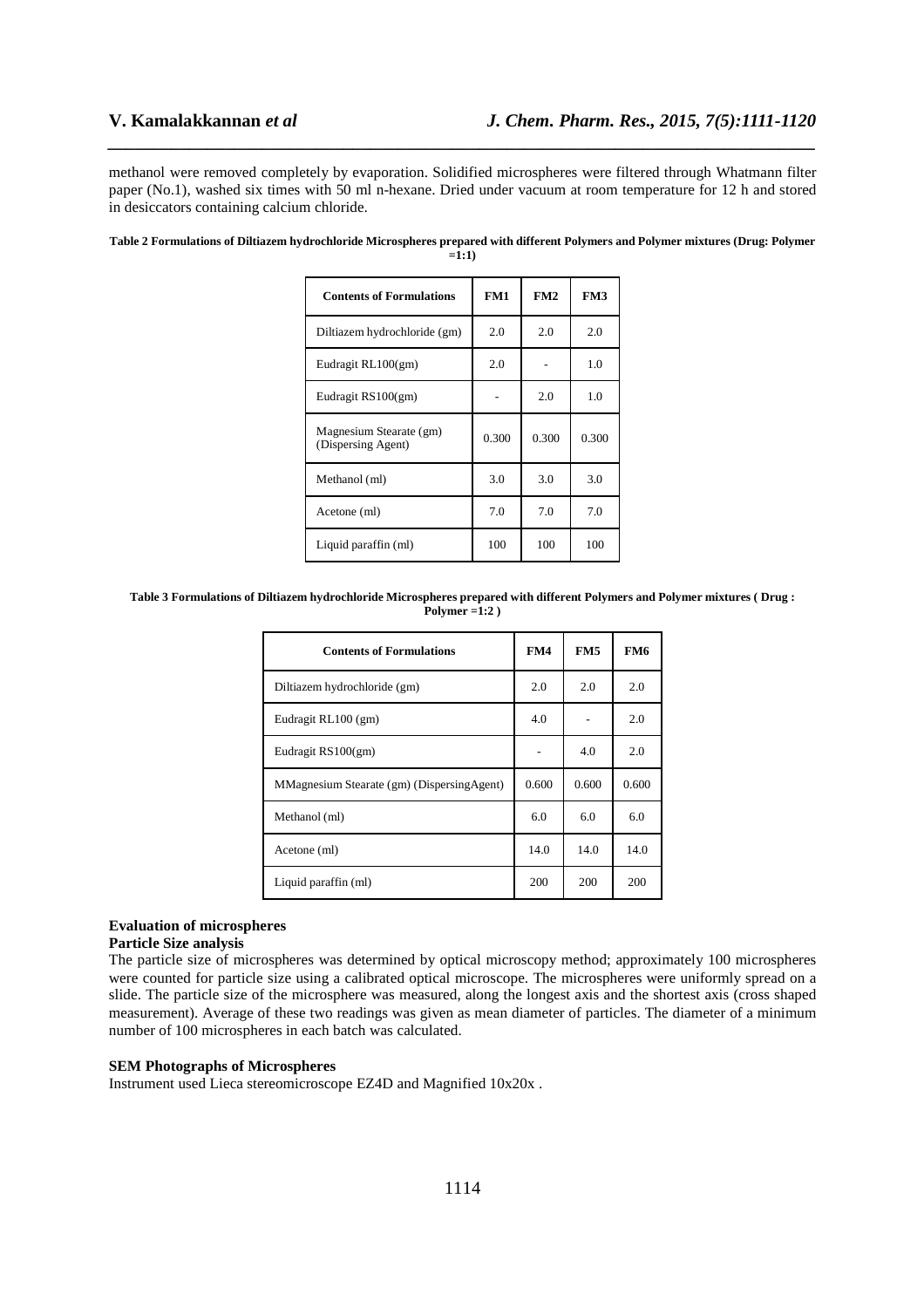methanol were removed completely by evaporation. Solidified microspheres were filtered through Whatmann filter paper (No.1), washed six times with 50 ml n-hexane. Dried under vacuum at room temperature for 12 h and stored in desiccators containing calcium chloride.

**Table 2 Formulations of Diltiazem hydrochloride Microspheres prepared with different Polymers and Polymer mixtures (Drug: Polymer =1:1)**

| Contents of Formulations | FM1 | FM2 | FM3 |
|---|---|---|---|
| Diltiazem hydrochloride (gm) | 2.0 | 2.0 | 2.0 |
| Eudragit RL100(gm) | 2.0 | - | 1.0 |
| Eudragit RS100(gm) | - | 2.0 | 1.0 |
| Magnesium Stearate (gm) (Dispersing Agent) | 0.300 | 0.300 | 0.300 |
| Methanol (ml) | 3.0 | 3.0 | 3.0 |
| Acetone (ml) | 7.0 | 7.0 | 7.0 |
| Liquid paraffin (ml) | 100 | 100 | 100 |

**Table 3 Formulations of Diltiazem hydrochloride Microspheres prepared with different Polymers and Polymer mixtures ( Drug : Polymer =1:2 )**

| Contents of Formulations | FM4 | FM5 | FM6 |
|---|---|---|---|
| Diltiazem hydrochloride (gm) | 2.0 | 2.0 | 2.0 |
| Eudragit RL100 (gm) | 4.0 | - | 2.0 |
| Eudragit RS100(gm) | - | 4.0 | 2.0 |
| MMagnesium Stearate (gm) (DispersingAgent) | 0.600 | 0.600 | 0.600 |
| Methanol (ml) | 6.0 | 6.0 | 6.0 |
| Acetone (ml) | 14.0 | 14.0 | 14.0 |
| Liquid paraffin (ml) | 200 | 200 | 200 |

**Evaluation of microspheres**

**Particle Size analysis**

The particle size of microspheres was determined by optical microscopy method; approximately 100 microspheres were counted for particle size using a calibrated optical microscope. The microspheres were uniformly spread on a slide. The particle size of the microsphere was measured, along the longest axis and the shortest axis (cross shaped measurement). Average of these two readings was given as mean diameter of particles. The diameter of a minimum number of 100 microspheres in each batch was calculated.

**SEM Photographs of Microspheres**

Instrument used Lieca stereomicroscope EZ4D and Magnified 10x20x .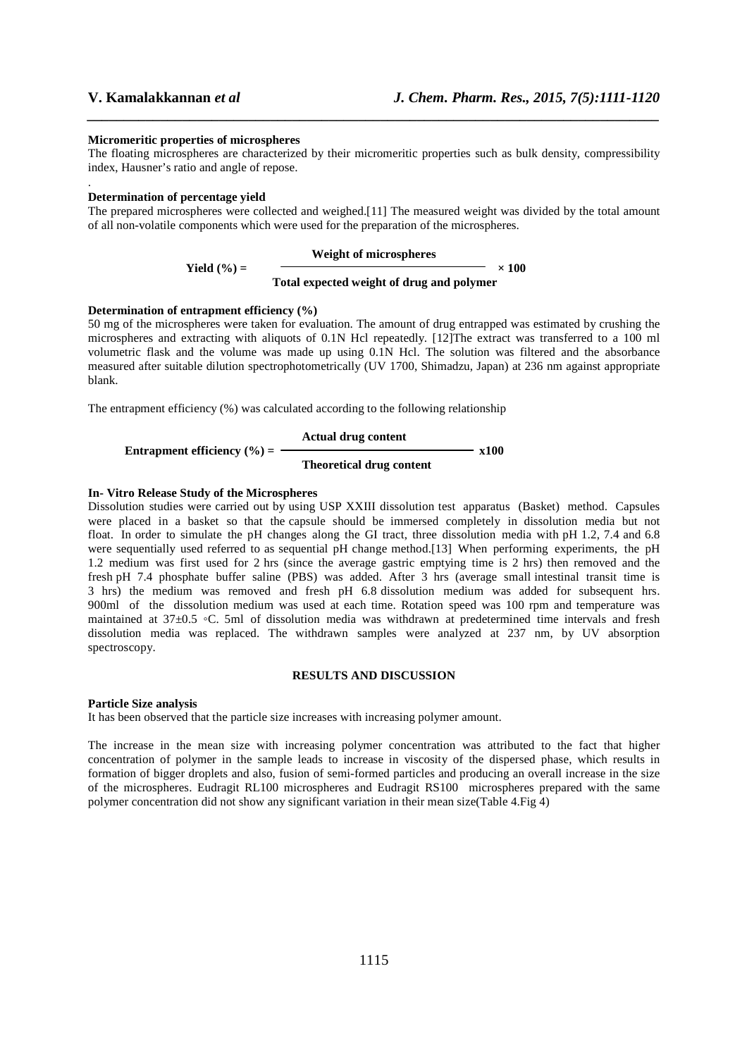**Micromeritic properties of microspheres**

The floating microspheres are characterized by their micromeritic properties such as bulk density, compressibility index, Hausner's ratio and angle of repose.

.

**Determination of percentage yield**

The prepared microspheres were collected and weighed.[11] The measured weight was divided by the total amount of all non-volatile components which were used for the preparation of the microspheres.

$$\textbf{Yield (\%)} = \frac{\textbf{Weight of microspheres}}{\textbf{Total expected weight of drug and polymer}} \times 100$$

**Determination of entrapment efficiency (%)**

50 mg of the microspheres were taken for evaluation. The amount of drug entrapped was estimated by crushing the microspheres and extracting with aliquots of 0.1N Hcl repeatedly. [12]The extract was transferred to a 100 ml volumetric flask and the volume was made up using 0.1N Hcl. The solution was filtered and the absorbance measured after suitable dilution spectrophotometrically (UV 1700, Shimadzu, Japan) at 236 nm against appropriate blank.

The entrapment efficiency (%) was calculated according to the following relationship

$$\textbf{Entrapment efficiency (\%)} = \frac{\textbf{Actual drug content}}{\textbf{Theoretical drug content}} \times 100$$

**In- Vitro Release Study of the Microspheres**

Dissolution studies were carried out by using USP XXIII dissolution test apparatus (Basket) method. Capsules were placed in a basket so that the capsule should be immersed completely in dissolution media but not float. In order to simulate the pH changes along the GI tract, three dissolution media with pH 1.2, 7.4 and 6.8 were sequentially used referred to as sequential pH change method.[13] When performing experiments, the pH 1.2 medium was first used for 2 hrs (since the average gastric emptying time is 2 hrs) then removed and the fresh pH 7.4 phosphate buffer saline (PBS) was added. After 3 hrs (average small intestinal transit time is 3 hrs) the medium was removed and fresh pH 6.8 dissolution medium was added for subsequent hrs. 900ml of the dissolution medium was used at each time. Rotation speed was 100 rpm and temperature was maintained at 37±0.5 ◦C. 5ml of dissolution media was withdrawn at predetermined time intervals and fresh dissolution media was replaced. The withdrawn samples were analyzed at 237 nm, by UV absorption spectroscopy.

## RESULTS AND DISCUSSION

**Particle Size analysis**

It has been observed that the particle size increases with increasing polymer amount.

The increase in the mean size with increasing polymer concentration was attributed to the fact that higher concentration of polymer in the sample leads to increase in viscosity of the dispersed phase, which results in formation of bigger droplets and also, fusion of semi-formed particles and producing an overall increase in the size of the microspheres. Eudragit RL100 microspheres and Eudragit RS100 microspheres prepared with the same polymer concentration did not show any significant variation in their mean size(Table 4.Fig 4)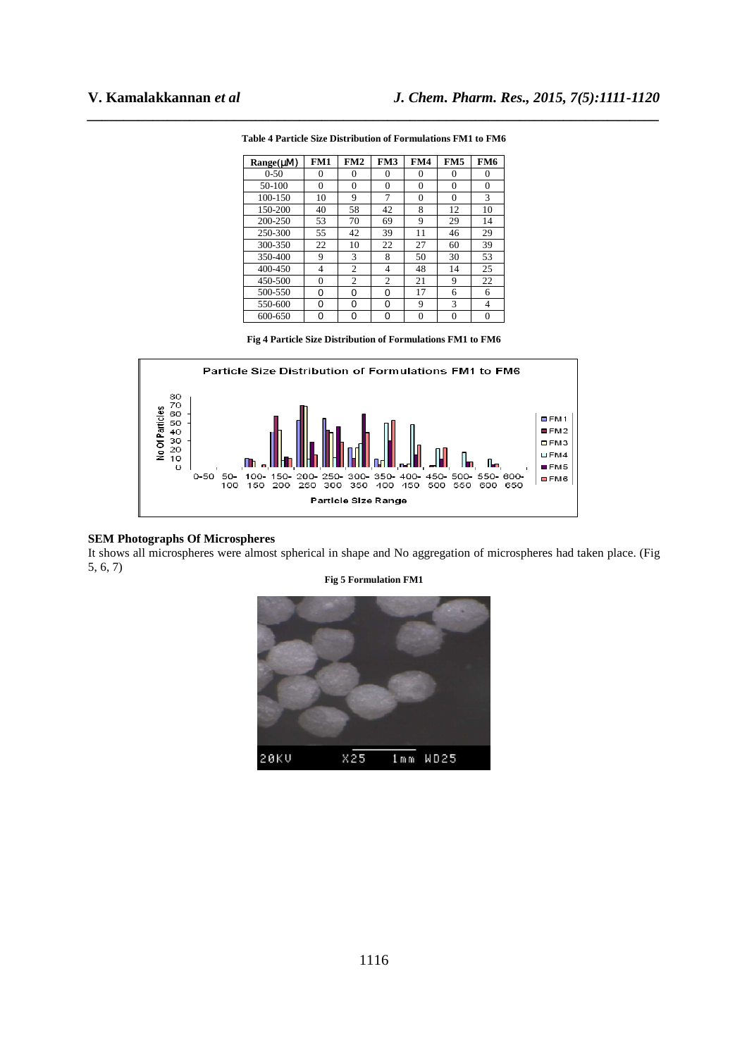**Table 4 Particle Size Distribution of Formulations FM1 to FM6**

| Range(µM) | FM1 | FM2 | FM3 | FM4 | FM5 | FM6 |
|---|---|---|---|---|---|---|
| 0-50 | 0 | 0 | 0 | 0 | 0 | 0 |
| 50-100 | 0 | 0 | 0 | 0 | 0 | 0 |
| 100-150 | 10 | 9 | 7 | 0 | 0 | 3 |
| 150-200 | 40 | 58 | 42 | 8 | 12 | 10 |
| 200-250 | 53 | 70 | 69 | 9 | 29 | 14 |
| 250-300 | 55 | 42 | 39 | 11 | 46 | 29 |
| 300-350 | 22 | 10 | 22 | 27 | 60 | 39 |
| 350-400 | 9 | 3 | 8 | 50 | 30 | 53 |
| 400-450 | 4 | 2 | 4 | 48 | 14 | 25 |
| 450-500 | 0 | 2 | 2 | 21 | 9 | 22 |
| 500-550 | 0 | 0 | 0 | 17 | 6 | 6 |
| 550-600 | 0 | 0 | 0 | 9 | 3 | 4 |
| 600-650 | 0 | 0 | 0 | 0 | 0 | 0 |

**Fig 4 Particle Size Distribution of Formulations FM1 to FM6**

### SEM Photographs Of Microspheres

It shows all microspheres were almost spherical in shape and No aggregation of microspheres had taken place. (Fig 5, 6, 7)

**Fig 5 Formulation FM1**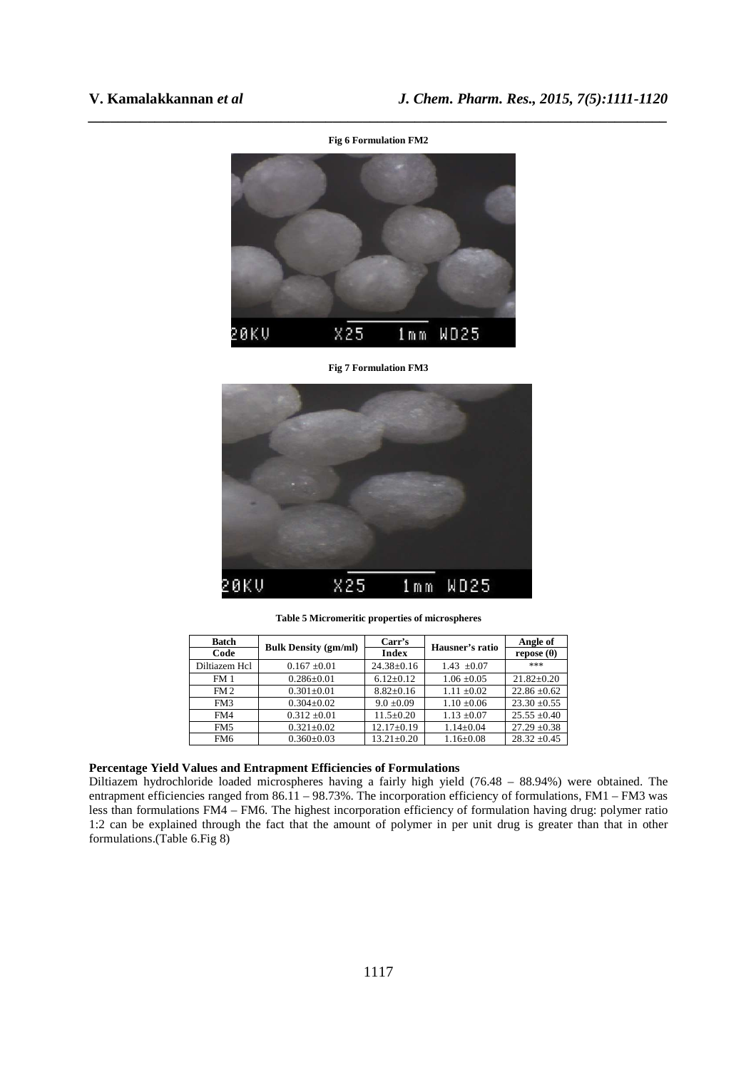**Fig 6 Formulation FM2**

**Fig 7 Formulation FM3**

**Table 5 Micromeritic properties of microspheres**

| Batch Code | Bulk Density (gm/ml) | Carr's Index | Hausner's ratio | Angle of repose (θ) |
|---|---|---|---|---|
| Diltiazem Hcl | 0.167 ±0.01 | 24.38±0.16 | 1.43 ±0.07 | *** |
| FM 1 | 0.286±0.01 | 6.12±0.12 | 1.06 ±0.05 | 21.82±0.20 |
| FM 2 | 0.301±0.01 | 8.82±0.16 | 1.11 ±0.02 | 22.86 ±0.62 |
| FM3 | 0.304±0.02 | 9.0 ±0.09 | 1.10 ±0.06 | 23.30 ±0.55 |
| FM4 | 0.312 ±0.01 | 11.5±0.20 | 1.13 ±0.07 | 25.55 ±0.40 |
| FM5 | 0.321±0.02 | 12.17±0.19 | 1.14±0.04 | 27.29 ±0.38 |
| FM6 | 0.360±0.03 | 13.21±0.20 | 1.16±0.08 | 28.32 ±0.45 |

### Percentage Yield Values and Entrapment Efficiencies of Formulations

Diltiazem hydrochloride loaded microspheres having a fairly high yield (76.48 – 88.94%) were obtained. The entrapment efficiencies ranged from 86.11 – 98.73%. The incorporation efficiency of formulations, FM1 – FM3 was less than formulations FM4 – FM6. The highest incorporation efficiency of formulation having drug: polymer ratio 1:2 can be explained through the fact that the amount of polymer in per unit drug is greater than that in other formulations.(Table 6.Fig 8)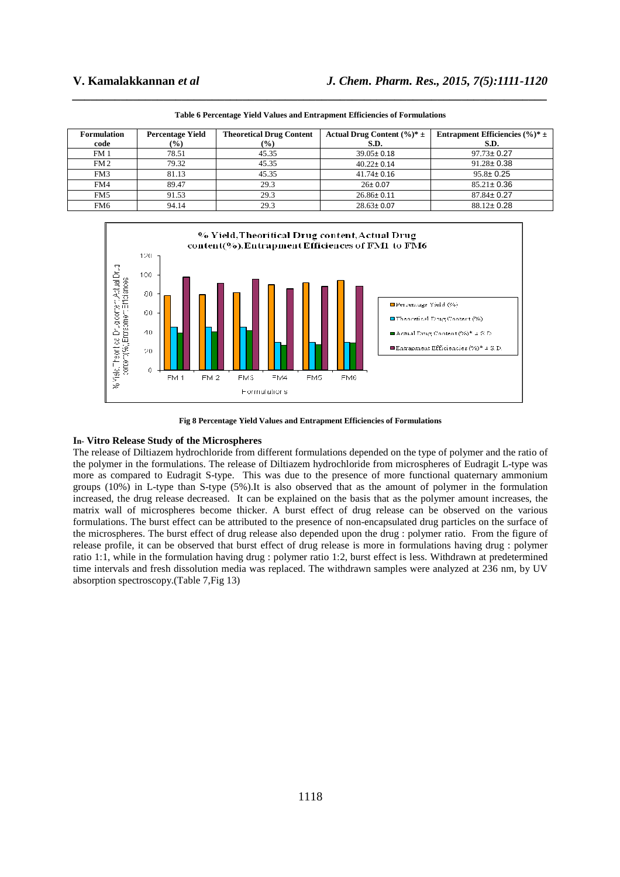**Table 6 Percentage Yield Values and Entrapment Efficiencies of Formulations**

| Formulation code | Percentage Yield (%) | Theoretical Drug Content (%) | Actual Drug Content (%)* ± S.D. | Entrapment Efficiencies (%)* ± S.D. |
|---|---|---|---|---|
| FM 1 | 78.51 | 45.35 | 39.05± 0.18 | 97.73± 0.27 |
| FM 2 | 79.32 | 45.35 | 40.22± 0.14 | 91.28± 0.38 |
| FM3 | 81.13 | 45.35 | 41.74± 0.16 | 95.8± 0.25 |
| FM4 | 89.47 | 29.3 | 26± 0.07 | 85.21± 0.36 |
| FM5 | 91.53 | 29.3 | 26.86± 0.11 | 87.84± 0.27 |
| FM6 | 94.14 | 29.3 | 28.63± 0.07 | 88.12± 0.28 |

**Fig 8 Percentage Yield Values and Entrapment Efficiencies of Formulations**

### In- Vitro Release Study of the Microspheres

The release of Diltiazem hydrochloride from different formulations depended on the type of polymer and the ratio of the polymer in the formulations. The release of Diltiazem hydrochloride from microspheres of Eudragit L-type was more as compared to Eudragit S-type. This was due to the presence of more functional quaternary ammonium groups (10%) in L-type than S-type (5%).It is also observed that as the amount of polymer in the formulation increased, the drug release decreased. It can be explained on the basis that as the polymer amount increases, the matrix wall of microspheres become thicker. A burst effect of drug release can be observed on the various formulations. The burst effect can be attributed to the presence of non-encapsulated drug particles on the surface of the microspheres. The burst effect of drug release also depended upon the drug : polymer ratio. From the figure of release profile, it can be observed that burst effect of drug release is more in formulations having drug : polymer ratio 1:1, while in the formulation having drug : polymer ratio 1:2, burst effect is less. Withdrawn at predetermined time intervals and fresh dissolution media was replaced. The withdrawn samples were analyzed at 236 nm, by UV absorption spectroscopy.(Table 7,Fig 13)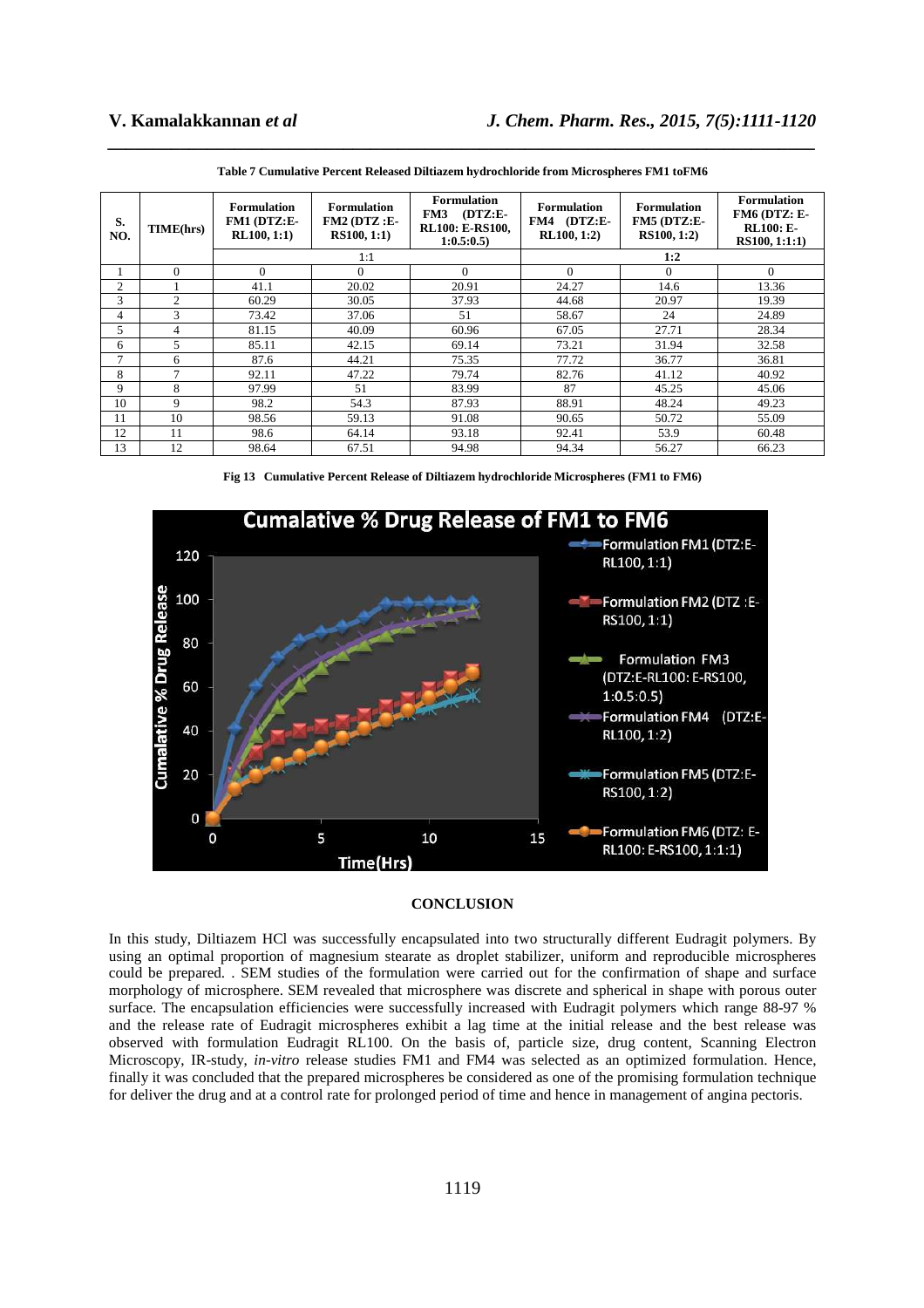**Table 7 Cumulative Percent Released Diltiazem hydrochloride from Microspheres FM1 toFM6**

| S. NO. | TIME(hrs) | Formulation FM1 (DTZ:E-RL100, 1:1) | Formulation FM2 (DTZ :E-RS100, 1:1) | Formulation FM3 (DTZ:E-RL100: E-RS100, 1:0.5:0.5) | Formulation FM4 (DTZ:E-RL100, 1:2) | Formulation FM5 (DTZ:E-RS100, 1:2) | Formulation FM6 (DTZ: E-RL100: E-RS100, 1:1:1) |
|---|---|---|---|---|---|---|---|
| | | 1:1 | | | **1:2** | | |
| 1 | 0 | 0 | 0 | 0 | 0 | 0 | 0 |
| 2 | 1 | 41.1 | 20.02 | 20.91 | 24.27 | 14.6 | 13.36 |
| 3 | 2 | 60.29 | 30.05 | 37.93 | 44.68 | 20.97 | 19.39 |
| 4 | 3 | 73.42 | 37.06 | 51 | 58.67 | 24 | 24.89 |
| 5 | 4 | 81.15 | 40.09 | 60.96 | 67.05 | 27.71 | 28.34 |
| 6 | 5 | 85.11 | 42.15 | 69.14 | 73.21 | 31.94 | 32.58 |
| 7 | 6 | 87.6 | 44.21 | 75.35 | 77.72 | 36.77 | 36.81 |
| 8 | 7 | 92.11 | 47.22 | 79.74 | 82.76 | 41.12 | 40.92 |
| 9 | 8 | 97.99 | 51 | 83.99 | 87 | 45.25 | 45.06 |
| 10 | 9 | 98.2 | 54.3 | 87.93 | 88.91 | 48.24 | 49.23 |
| 11 | 10 | 98.56 | 59.13 | 91.08 | 90.65 | 50.72 | 55.09 |
| 12 | 11 | 98.6 | 64.14 | 93.18 | 92.41 | 53.9 | 60.48 |
| 13 | 12 | 98.64 | 67.51 | 94.98 | 94.34 | 56.27 | 66.23 |

**Fig 13 Cumulative Percent Release of Diltiazem hydrochloride Microspheres (FM1 to FM6)**

## CONCLUSION

In this study, Diltiazem HCl was successfully encapsulated into two structurally different Eudragit polymers. By using an optimal proportion of magnesium stearate as droplet stabilizer, uniform and reproducible microspheres could be prepared. . SEM studies of the formulation were carried out for the confirmation of shape and surface morphology of microsphere. SEM revealed that microsphere was discrete and spherical in shape with porous outer surface. The encapsulation efficiencies were successfully increased with Eudragit polymers which range 88-97 % and the release rate of Eudragit microspheres exhibit a lag time at the initial release and the best release was observed with formulation Eudragit RL100. On the basis of, particle size, drug content, Scanning Electron Microscopy, IR-study, *in-vitro* release studies FM1 and FM4 was selected as an optimized formulation. Hence, finally it was concluded that the prepared microspheres be considered as one of the promising formulation technique for deliver the drug and at a control rate for prolonged period of time and hence in management of angina pectoris.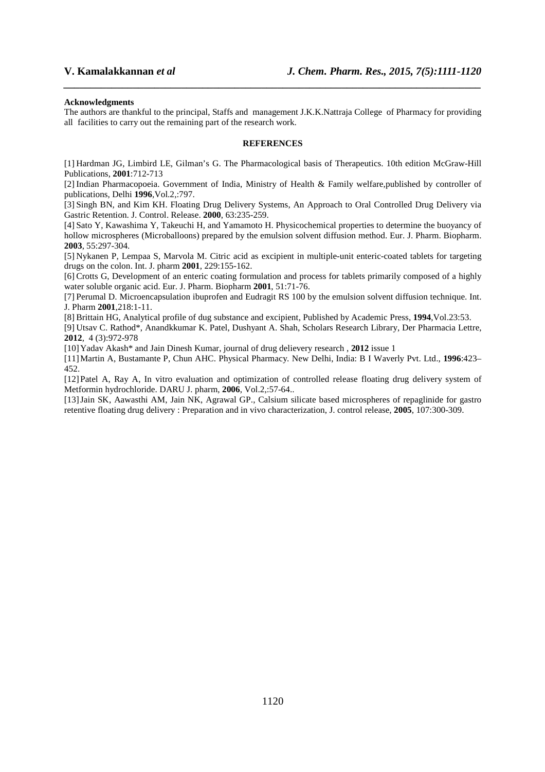**Acknowledgments**

The authors are thankful to the principal, Staffs and management J.K.K.Nattraja College of Pharmacy for providing all facilities to carry out the remaining part of the research work.

## REFERENCES

[1] Hardman JG, Limbird LE, Gilman's G. The Pharmacological basis of Therapeutics. 10th edition McGraw-Hill Publications, **2001**:712-713

[2] Indian Pharmacopoeia. Government of India, Ministry of Health & Family welfare,published by controller of publications, Delhi **1996**,Vol.2,:797.

[3] Singh BN, and Kim KH. Floating Drug Delivery Systems, An Approach to Oral Controlled Drug Delivery via Gastric Retention. J. Control. Release. **2000**, 63:235-259.

[4] Sato Y, Kawashima Y, Takeuchi H, and Yamamoto H. Physicochemical properties to determine the buoyancy of hollow microspheres (Microballoons) prepared by the emulsion solvent diffusion method. Eur. J. Pharm. Biopharm. **2003**, 55:297-304.

[5] Nykanen P, Lempaa S, Marvola M. Citric acid as excipient in multiple-unit enteric-coated tablets for targeting drugs on the colon. Int. J. pharm **2001**, 229:155-162.

[6] Crotts G, Development of an enteric coating formulation and process for tablets primarily composed of a highly water soluble organic acid. Eur. J. Pharm. Biopharm **2001**, 51:71-76.

[7] Perumal D. Microencapsulation ibuprofen and Eudragit RS 100 by the emulsion solvent diffusion technique. Int. J. Pharm **2001**,218:1-11.

[8] Brittain HG, Analytical profile of dug substance and excipient, Published by Academic Press, **1994**,Vol.23:53.

[9] Utsav C. Rathod*, Anandkkumar K. Patel, Dushyant A. Shah, Scholars Research Library, Der Pharmacia Lettre, **2012**, 4 (3):972-978

[10] Yadav Akash* and Jain Dinesh Kumar, journal of drug delievery research , **2012** issue 1

[11] Martin A, Bustamante P, Chun AHC. Physical Pharmacy. New Delhi, India: B I Waverly Pvt. Ltd., **1996**:423–452.

[12] Patel A, Ray A, In vitro evaluation and optimization of controlled release floating drug delivery system of Metformin hydrochloride. DARU J. pharm, **2006**, Vol.2,:57-64..

[13] Jain SK, Aawasthi AM, Jain NK, Agrawal GP., Calsium silicate based microspheres of repaglinide for gastro retentive floating drug delivery : Preparation and in vivo characterization, J. control release, **2005**, 107:300-309.